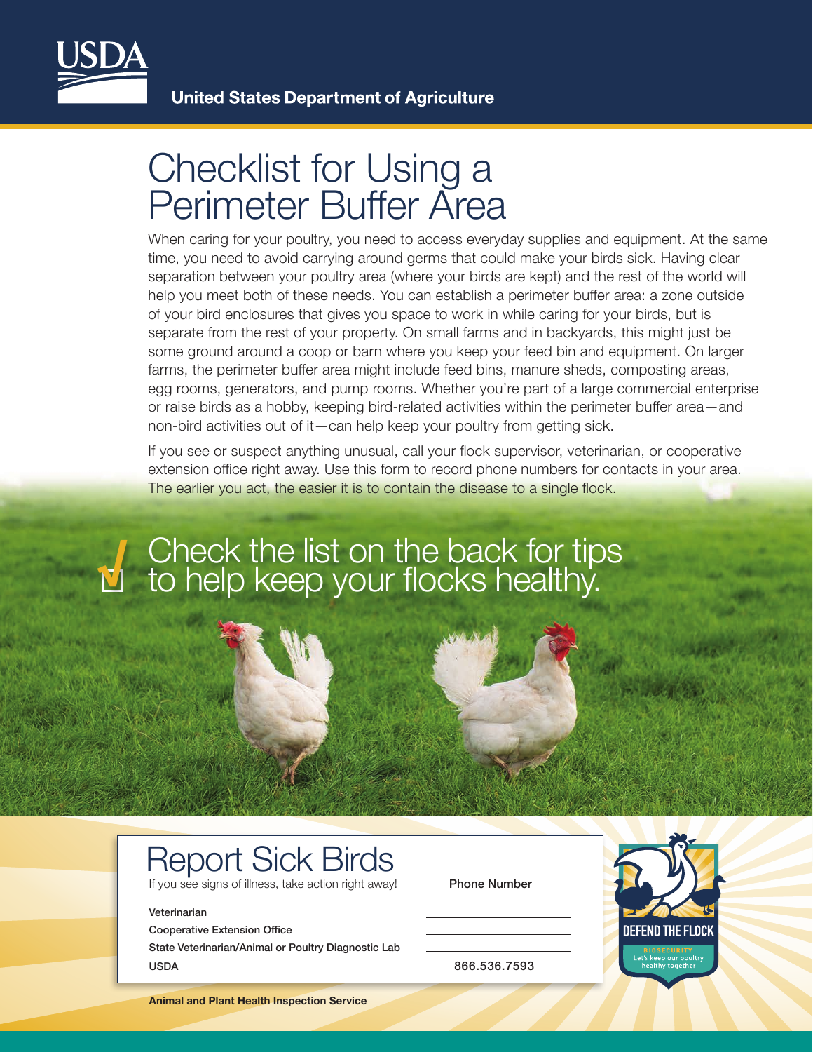USDA

**United States Department of Agriculture**

# Checklist for Using a Perimeter Buffer Area

When caring for your poultry, you need to access everyday supplies and equipment. At the same time, you need to avoid carrying around germs that could make your birds sick. Having clear separation between your poultry area (where your birds are kept) and the rest of the world will help you meet both of these needs. You can establish a perimeter buffer area: a zone outside of your bird enclosures that gives you space to work in while caring for your birds, but is separate from the rest of your property. On small farms and in backyards, this might just be some ground around a coop or barn where you keep your feed bin and equipment. On larger farms, the perimeter buffer area might include feed bins, manure sheds, composting areas, egg rooms, generators, and pump rooms. Whether you're part of a large commercial enterprise or raise birds as a hobby, keeping bird-related activities within the perimeter buffer area—and non-bird activities out of it—can help keep your poultry from getting sick.

If you see or suspect anything unusual, call your flock supervisor, veterinarian, or cooperative extension office right away. Use this form to record phone numbers for contacts in your area. The earlier you act, the easier it is to contain the disease to a single flock.

## Check the list on the back for tips to help keep your flocks healthy.

## Report Sick Birds

If you see signs of illness, take action right away!

| | Phone Number |
|---|---|
| Veterinarian | ___________ |
| Cooperative Extension Office | ___________ |
| State Veterinarian/Animal or Poultry Diagnostic Lab | ___________ |
| USDA | 866.536.7593 |

DEFEND THE FLOCK
BIOSECURITY
Let's keep our poultry healthy together

**Animal and Plant Health Inspection Service**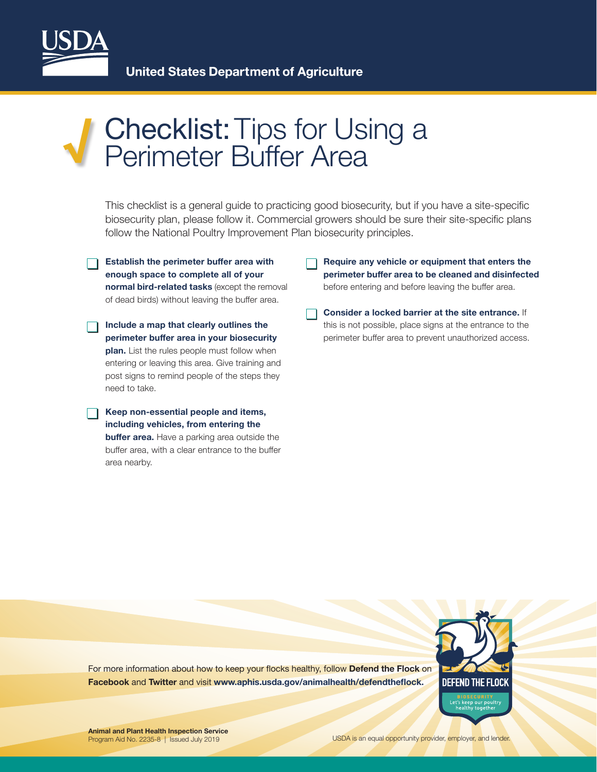United States Department of Agriculture

# Checklist: Tips for Using a Perimeter Buffer Area

This checklist is a general guide to practicing good biosecurity, but if you have a site-specific biosecurity plan, please follow it. Commercial growers should be sure their site-specific plans follow the National Poultry Improvement Plan biosecurity principles.

- ☐ **Establish the perimeter buffer area with enough space to complete all of your normal bird-related tasks** (except the removal of dead birds) without leaving the buffer area.
- ☐ **Include a map that clearly outlines the perimeter buffer area in your biosecurity plan.** List the rules people must follow when entering or leaving this area. Give training and post signs to remind people of the steps they need to take.
- ☐ **Keep non-essential people and items, including vehicles, from entering the buffer area.** Have a parking area outside the buffer area, with a clear entrance to the buffer area nearby.
- ☐ **Require any vehicle or equipment that enters the perimeter buffer area to be cleaned and disinfected** before entering and before leaving the buffer area.
- ☐ **Consider a locked barrier at the site entrance.** If this is not possible, place signs at the entrance to the perimeter buffer area to prevent unauthorized access.

For more information about how to keep your flocks healthy, follow **Defend the Flock** on **Facebook** and **Twitter** and visit **www.aphis.usda.gov/animalhealth/defendtheflock.**

DEFEND THE FLOCK
BIOSECURITY
Let's keep our poultry healthy together

**Animal and Plant Health Inspection Service**
Program Aid No. 2235-8 | Issued July 2019

USDA is an equal opportunity provider, employer, and lender.